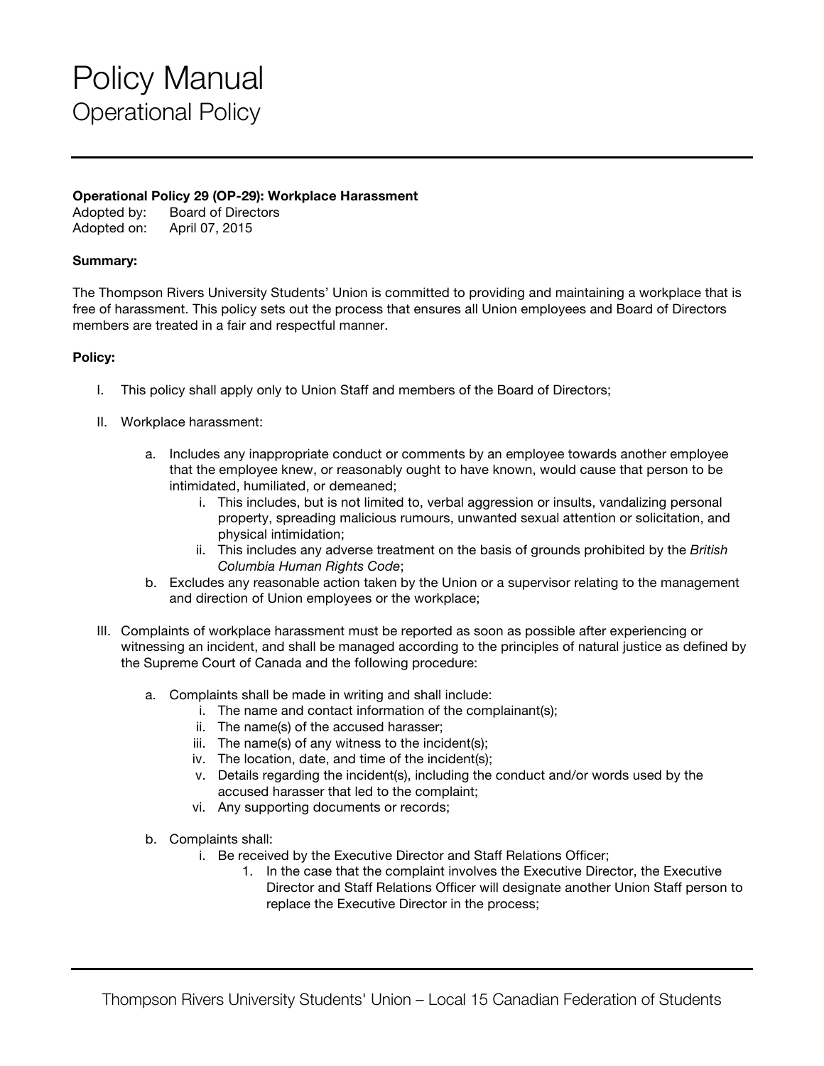# Policy Manual

## Operational Policy

**Operational Policy 29 (OP-29): Workplace Harassment**

Adopted by: Board of Directors
Adopted on: April 07, 2015

**Summary:**

The Thompson Rivers University Students' Union is committed to providing and maintaining a workplace that is free of harassment. This policy sets out the process that ensures all Union employees and Board of Directors members are treated in a fair and respectful manner.

**Policy:**

I. This policy shall apply only to Union Staff and members of the Board of Directors;

II. Workplace harassment:

   a. Includes any inappropriate conduct or comments by an employee towards another employee that the employee knew, or reasonably ought to have known, would cause that person to be intimidated, humiliated, or demeaned;
      i. This includes, but is not limited to, verbal aggression or insults, vandalizing personal property, spreading malicious rumours, unwanted sexual attention or solicitation, and physical intimidation;
      ii. This includes any adverse treatment on the basis of grounds prohibited by the *British Columbia Human Rights Code*;
   b. Excludes any reasonable action taken by the Union or a supervisor relating to the management and direction of Union employees or the workplace;

III. Complaints of workplace harassment must be reported as soon as possible after experiencing or witnessing an incident, and shall be managed according to the principles of natural justice as defined by the Supreme Court of Canada and the following procedure:

   a. Complaints shall be made in writing and shall include:
      i. The name and contact information of the complainant(s);
      ii. The name(s) of the accused harasser;
      iii. The name(s) of any witness to the incident(s);
      iv. The location, date, and time of the incident(s);
      v. Details regarding the incident(s), including the conduct and/or words used by the accused harasser that led to the complaint;
      vi. Any supporting documents or records;

   b. Complaints shall:
      i. Be received by the Executive Director and Staff Relations Officer;
         1. In the case that the complaint involves the Executive Director, the Executive Director and Staff Relations Officer will designate another Union Staff person to replace the Executive Director in the process;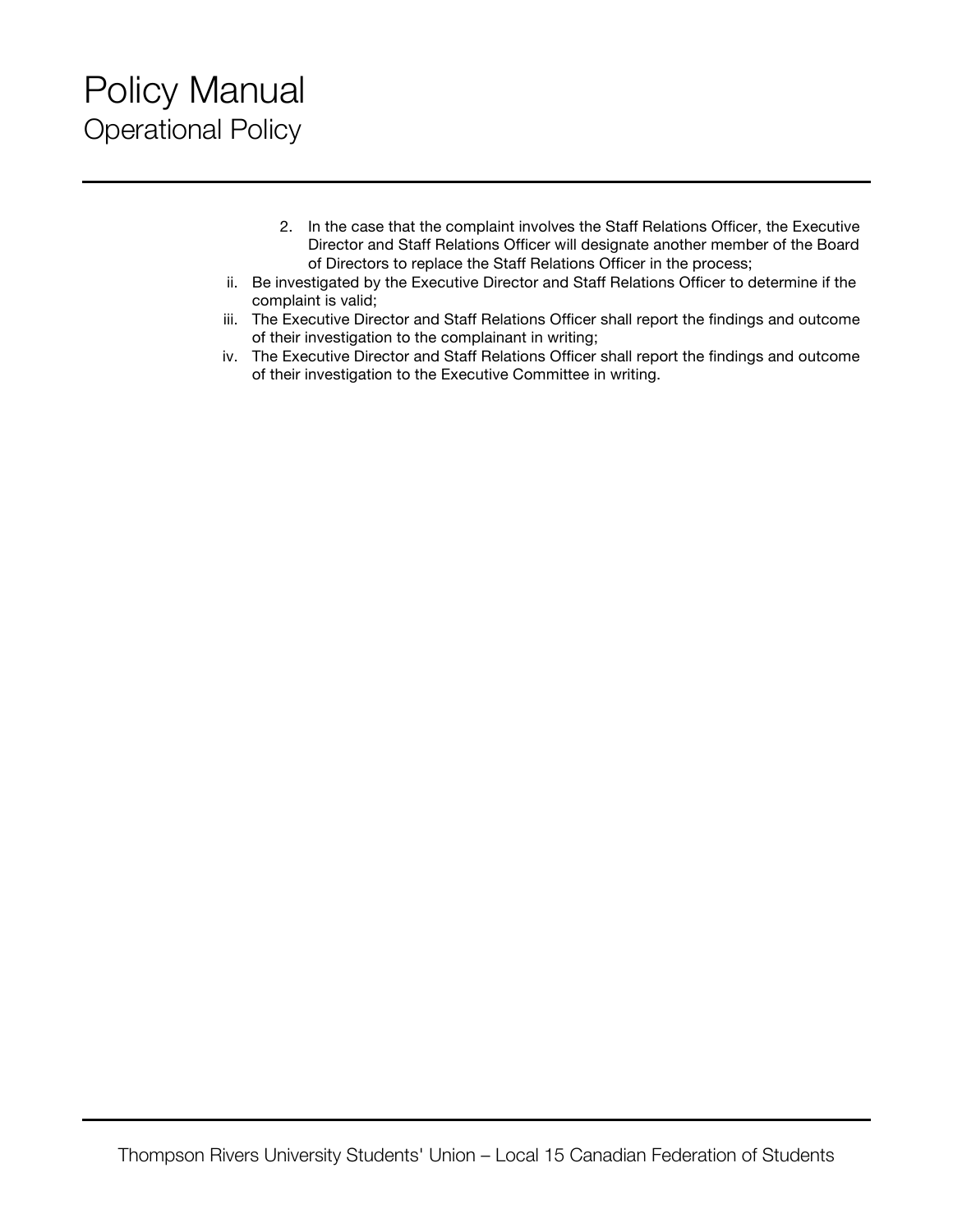2. In the case that the complaint involves the Staff Relations Officer, the Executive Director and Staff Relations Officer will designate another member of the Board of Directors to replace the Staff Relations Officer in the process;

ii. Be investigated by the Executive Director and Staff Relations Officer to determine if the complaint is valid;

iii. The Executive Director and Staff Relations Officer shall report the findings and outcome of their investigation to the complainant in writing;

iv. The Executive Director and Staff Relations Officer shall report the findings and outcome of their investigation to the Executive Committee in writing.